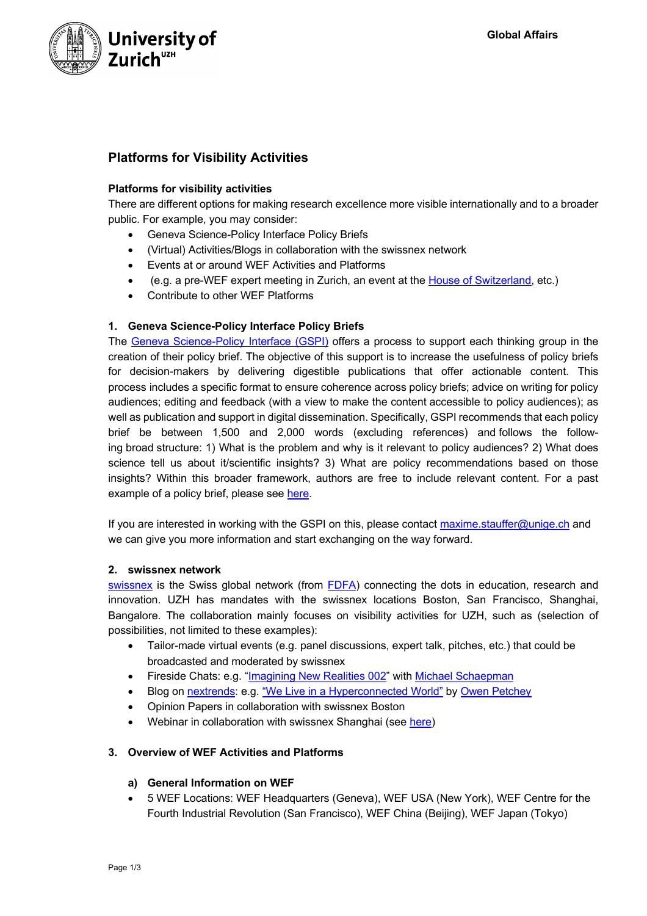# Platforms for Visibility Activities

**Platforms for visibility activities**

There are different options for making research excellence more visible internationally and to a broader public. For example, you may consider:

- Geneva Science-Policy Interface Policy Briefs
- (Virtual) Activities/Blogs in collaboration with the swissnex network
- Events at or around WEF Activities and Platforms
- (e.g. a pre-WEF expert meeting in Zurich, an event at the House of Switzerland, etc.)
- Contribute to other WEF Platforms

## 1. Geneva Science-Policy Interface Policy Briefs

The Geneva Science-Policy Interface (GSPI) offers a process to support each thinking group in the creation of their policy brief. The objective of this support is to increase the usefulness of policy briefs for decision-makers by delivering digestible publications that offer actionable content. This process includes a specific format to ensure coherence across policy briefs; advice on writing for policy audiences; editing and feedback (with a view to make the content accessible to policy audiences); as well as publication and support in digital dissemination. Specifically, GSPI recommends that each policy brief be between 1,500 and 2,000 words (excluding references) and follows the following broad structure: 1) What is the problem and why is it relevant to policy audiences? 2) What does science tell us about it/scientific insights? 3) What are policy recommendations based on those insights? Within this broader framework, authors are free to include relevant content. For a past example of a policy brief, please see here.

If you are interested in working with the GSPI on this, please contact maxime.stauffer@unige.ch and we can give you more information and start exchanging on the way forward.

## 2. swissnex network

swissnex is the Swiss global network (from FDFA) connecting the dots in education, research and innovation. UZH has mandates with the swissnex locations Boston, San Francisco, Shanghai, Bangalore. The collaboration mainly focuses on visibility activities for UZH, such as (selection of possibilities, not limited to these examples):

- Tailor-made virtual events (e.g. panel discussions, expert talk, pitches, etc.) that could be broadcasted and moderated by swissnex
- Fireside Chats: e.g. "Imagining New Realities 002" with Michael Schaepman
- Blog on nextrends: e.g. "We Live in a Hyperconnected World" by Owen Petchey
- Opinion Papers in collaboration with swissnex Boston
- Webinar in collaboration with swissnex Shanghai (see here)

## 3. Overview of WEF Activities and Platforms

### a) General Information on WEF

- 5 WEF Locations: WEF Headquarters (Geneva), WEF USA (New York), WEF Centre for the Fourth Industrial Revolution (San Francisco), WEF China (Beijing), WEF Japan (Tokyo)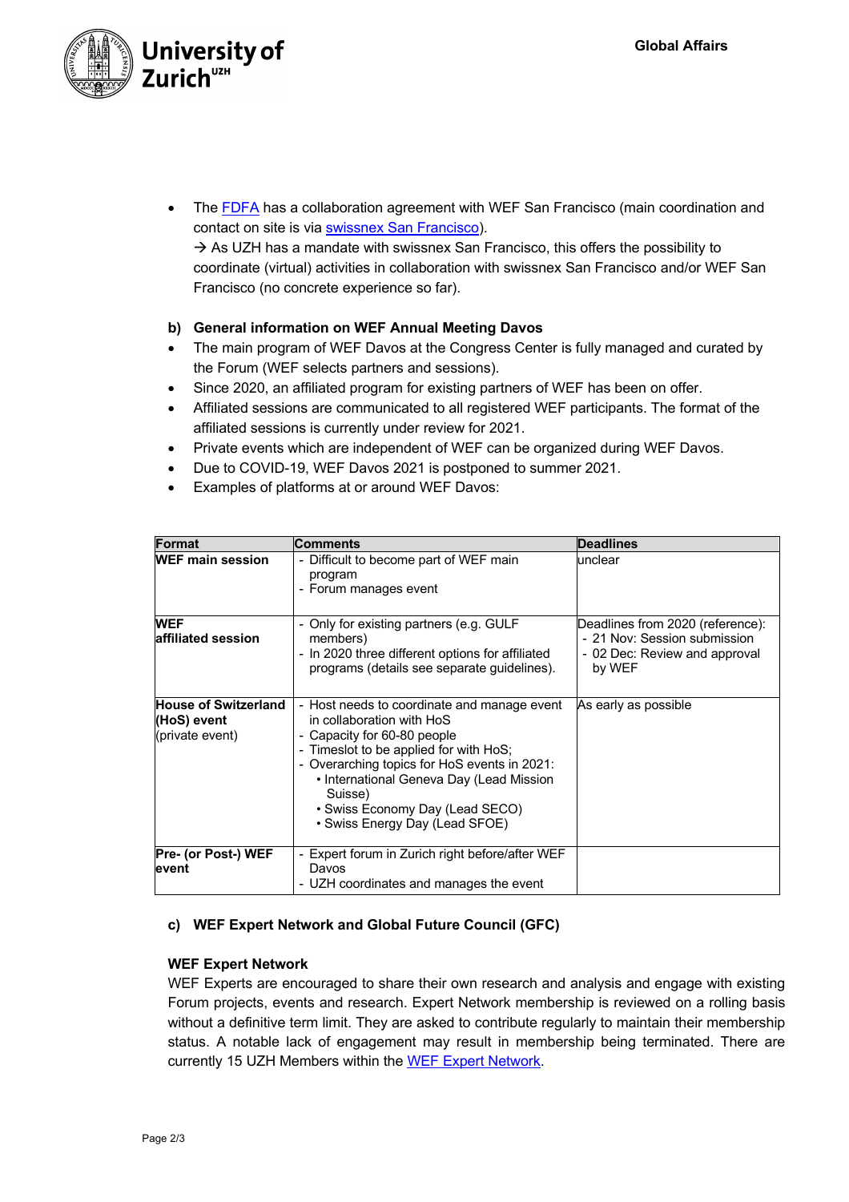- The [FDFA](#) has a collaboration agreement with WEF San Francisco (main coordination and contact on site is via [swissnex San Francisco](#)).
→ As UZH has a mandate with swissnex San Francisco, this offers the possibility to coordinate (virtual) activities in collaboration with swissnex San Francisco and/or WEF San Francisco (no concrete experience so far).

### b) General information on WEF Annual Meeting Davos

- The main program of WEF Davos at the Congress Center is fully managed and curated by the Forum (WEF selects partners and sessions).
- Since 2020, an affiliated program for existing partners of WEF has been on offer.
- Affiliated sessions are communicated to all registered WEF participants. The format of the affiliated sessions is currently under review for 2021.
- Private events which are independent of WEF can be organized during WEF Davos.
- Due to COVID-19, WEF Davos 2021 is postponed to summer 2021.
- Examples of platforms at or around WEF Davos:

| Format | Comments | Deadlines |
| --- | --- | --- |
| **WEF main session** | - Difficult to become part of WEF main program<br>- Forum manages event | unclear |
| **WEF affiliated session** | - Only for existing partners (e.g. GULF members)<br>- In 2020 three different options for affiliated programs (details see separate guidelines). | Deadlines from 2020 (reference):<br>- 21 Nov: Session submission<br>- 02 Dec: Review and approval by WEF |
| **House of Switzerland (HoS) event** (private event) | - Host needs to coordinate and manage event in collaboration with HoS<br>- Capacity for 60-80 people<br>- Timeslot to be applied for with HoS;<br>- Overarching topics for HoS events in 2021:<br>• International Geneva Day (Lead Mission Suisse)<br>• Swiss Economy Day (Lead SECO)<br>• Swiss Energy Day (Lead SFOE) | As early as possible |
| **Pre- (or Post-) WEF event** | - Expert forum in Zurich right before/after WEF Davos<br>- UZH coordinates and manages the event | |

### c) WEF Expert Network and Global Future Council (GFC)

**WEF Expert Network**

WEF Experts are encouraged to share their own research and analysis and engage with existing Forum projects, events and research. Expert Network membership is reviewed on a rolling basis without a definitive term limit. They are asked to contribute regularly to maintain their membership status. A notable lack of engagement may result in membership being terminated. There are currently 15 UZH Members within the [WEF Expert Network](#).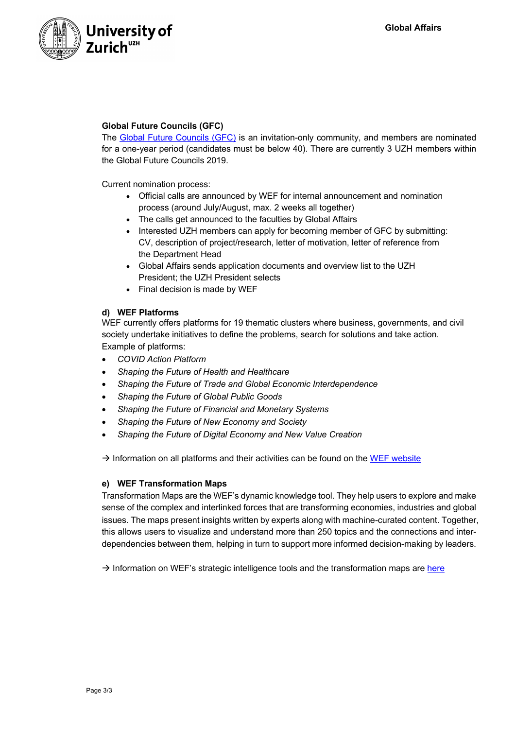**Global Future Councils (GFC)**

The Global Future Councils (GFC) is an invitation-only community, and members are nominated for a one-year period (candidates must be below 40). There are currently 3 UZH members within the Global Future Councils 2019.

Current nomination process:

- Official calls are announced by WEF for internal announcement and nomination process (around July/August, max. 2 weeks all together)
- The calls get announced to the faculties by Global Affairs
- Interested UZH members can apply for becoming member of GFC by submitting: CV, description of project/research, letter of motivation, letter of reference from the Department Head
- Global Affairs sends application documents and overview list to the UZH President; the UZH President selects
- Final decision is made by WEF

### d) WEF Platforms

WEF currently offers platforms for 19 thematic clusters where business, governments, and civil society undertake initiatives to define the problems, search for solutions and take action. Example of platforms:

- *COVID Action Platform*
- *Shaping the Future of Health and Healthcare*
- *Shaping the Future of Trade and Global Economic Interdependence*
- *Shaping the Future of Global Public Goods*
- *Shaping the Future of Financial and Monetary Systems*
- *Shaping the Future of New Economy and Society*
- *Shaping the Future of Digital Economy and New Value Creation*

→ Information on all platforms and their activities can be found on the WEF website

### e) WEF Transformation Maps

Transformation Maps are the WEF's dynamic knowledge tool. They help users to explore and make sense of the complex and interlinked forces that are transforming economies, industries and global issues. The maps present insights written by experts along with machine-curated content. Together, this allows users to visualize and understand more than 250 topics and the connections and inter-dependencies between them, helping in turn to support more informed decision-making by leaders.

→ Information on WEF's strategic intelligence tools and the transformation maps are here